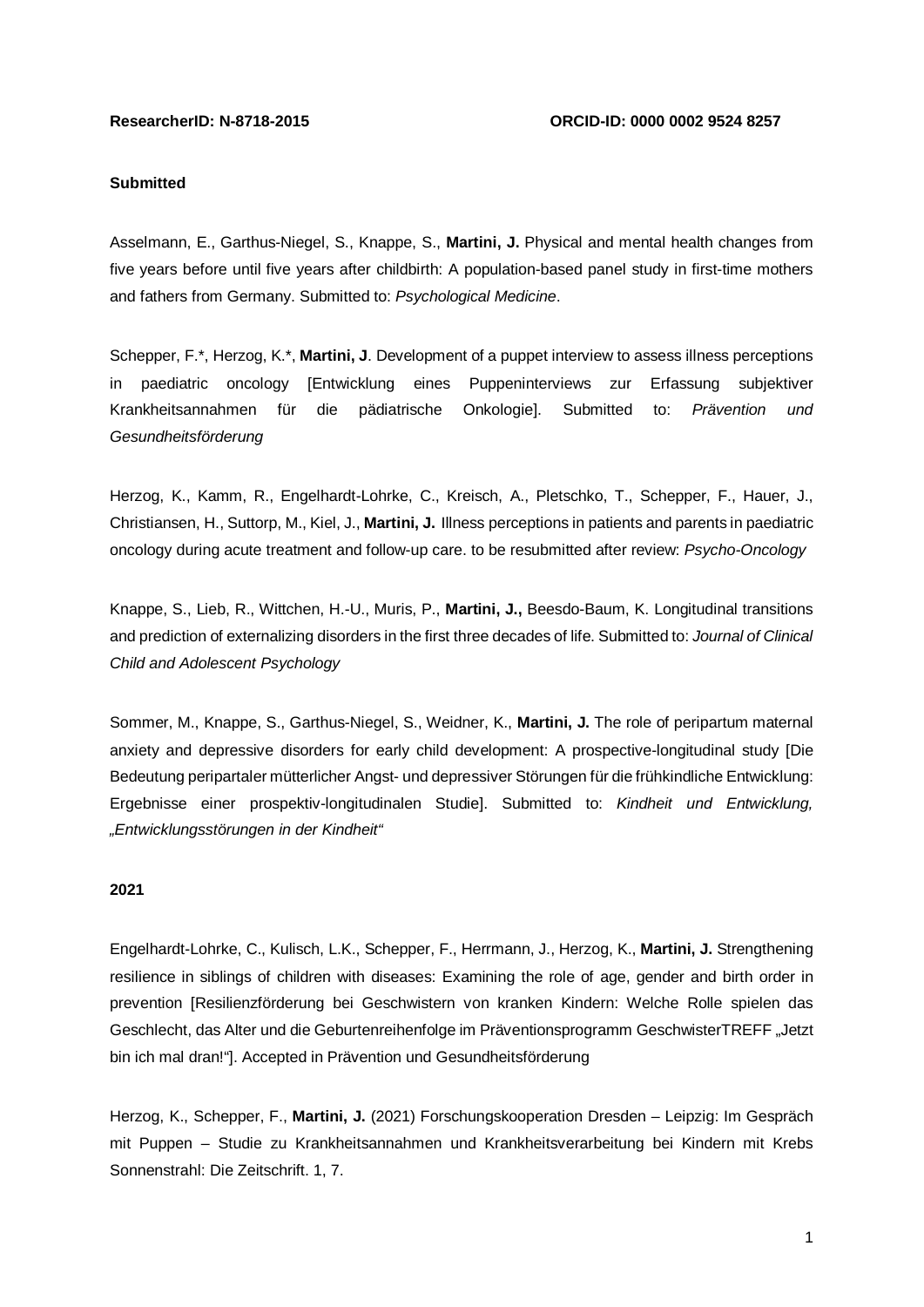**ResearcherID: N-8718-2015** **ORCID-ID: 0000 0002 9524 8257**

**Submitted**

Asselmann, E., Garthus-Niegel, S., Knappe, S., **Martini, J.** Physical and mental health changes from five years before until five years after childbirth: A population-based panel study in first-time mothers and fathers from Germany. Submitted to: *Psychological Medicine*.

Schepper, F.*, Herzog, K.*, **Martini, J**. Development of a puppet interview to assess illness perceptions in paediatric oncology [Entwicklung eines Puppeninterviews zur Erfassung subjektiver Krankheitsannahmen für die pädiatrische Onkologie]. Submitted to: *Prävention und Gesundheitsförderung*

Herzog, K., Kamm, R., Engelhardt-Lohrke, C., Kreisch, A., Pletschko, T., Schepper, F., Hauer, J., Christiansen, H., Suttorp, M., Kiel, J., **Martini, J.** Illness perceptions in patients and parents in paediatric oncology during acute treatment and follow-up care. to be resubmitted after review: *Psycho-Oncology*

Knappe, S., Lieb, R., Wittchen, H.-U., Muris, P., **Martini, J.,** Beesdo-Baum, K. Longitudinal transitions and prediction of externalizing disorders in the first three decades of life. Submitted to: *Journal of Clinical Child and Adolescent Psychology*

Sommer, M., Knappe, S., Garthus-Niegel, S., Weidner, K., **Martini, J.** The role of peripartum maternal anxiety and depressive disorders for early child development: A prospective-longitudinal study [Die Bedeutung peripartaler mütterlicher Angst- und depressiver Störungen für die frühkindliche Entwicklung: Ergebnisse einer prospektiv-longitudinalen Studie]. Submitted to: *Kindheit und Entwicklung, „Entwicklungsstörungen in der Kindheit"*

**2021**

Engelhardt-Lohrke, C., Kulisch, L.K., Schepper, F., Herrmann, J., Herzog, K., **Martini, J.** Strengthening resilience in siblings of children with diseases: Examining the role of age, gender and birth order in prevention [Resilienzförderung bei Geschwistern von kranken Kindern: Welche Rolle spielen das Geschlecht, das Alter und die Geburtenreihenfolge im Präventionsprogramm GeschwisterTREFF „Jetzt bin ich mal dran!"]. Accepted in Prävention und Gesundheitsförderung

Herzog, K., Schepper, F., **Martini, J.** (2021) Forschungskooperation Dresden – Leipzig: Im Gespräch mit Puppen – Studie zu Krankheitsannahmen und Krankheitsverarbeitung bei Kindern mit Krebs Sonnenstrahl: Die Zeitschrift. 1, 7.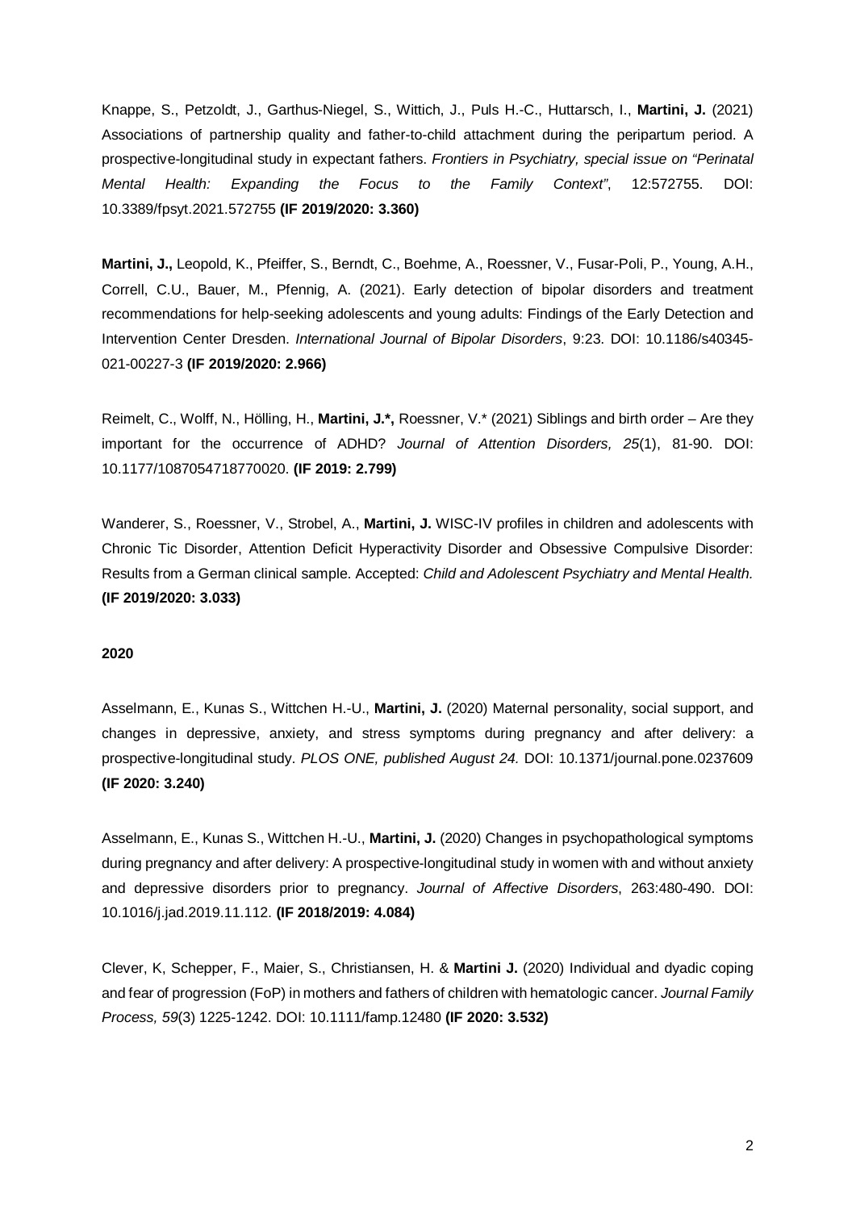Knappe, S., Petzoldt, J., Garthus-Niegel, S., Wittich, J., Puls H.-C., Huttarsch, I., **Martini, J.** (2021) Associations of partnership quality and father-to-child attachment during the peripartum period. A prospective-longitudinal study in expectant fathers. *Frontiers in Psychiatry, special issue on "Perinatal Mental Health: Expanding the Focus to the Family Context"*, 12:572755. DOI: 10.3389/fpsyt.2021.572755 **(IF 2019/2020: 3.360)**

**Martini, J.,** Leopold, K., Pfeiffer, S., Berndt, C., Boehme, A., Roessner, V., Fusar-Poli, P., Young, A.H., Correll, C.U., Bauer, M., Pfennig, A. (2021). Early detection of bipolar disorders and treatment recommendations for help-seeking adolescents and young adults: Findings of the Early Detection and Intervention Center Dresden. *International Journal of Bipolar Disorders*, 9:23. DOI: 10.1186/s40345-021-00227-3 **(IF 2019/2020: 2.966)**

Reimelt, C., Wolff, N., Hölling, H., **Martini, J.*,** Roessner, V.* (2021) Siblings and birth order – Are they important for the occurrence of ADHD? *Journal of Attention Disorders, 25*(1), 81-90. DOI: 10.1177/1087054718770020. **(IF 2019: 2.799)**

Wanderer, S., Roessner, V., Strobel, A., **Martini, J.** WISC-IV profiles in children and adolescents with Chronic Tic Disorder, Attention Deficit Hyperactivity Disorder and Obsessive Compulsive Disorder: Results from a German clinical sample. Accepted: *Child and Adolescent Psychiatry and Mental Health.* **(IF 2019/2020: 3.033)**

**2020**

Asselmann, E., Kunas S., Wittchen H.-U., **Martini, J.** (2020) Maternal personality, social support, and changes in depressive, anxiety, and stress symptoms during pregnancy and after delivery: a prospective-longitudinal study. *PLOS ONE, published August 24.* DOI: 10.1371/journal.pone.0237609 **(IF 2020: 3.240)**

Asselmann, E., Kunas S., Wittchen H.-U., **Martini, J.** (2020) Changes in psychopathological symptoms during pregnancy and after delivery: A prospective-longitudinal study in women with and without anxiety and depressive disorders prior to pregnancy. *Journal of Affective Disorders*, 263:480-490. DOI: 10.1016/j.jad.2019.11.112. **(IF 2018/2019: 4.084)**

Clever, K, Schepper, F., Maier, S., Christiansen, H. & **Martini J.** (2020) Individual and dyadic coping and fear of progression (FoP) in mothers and fathers of children with hematologic cancer. *Journal Family Process, 59*(3) 1225-1242. DOI: 10.1111/famp.12480 **(IF 2020: 3.532)**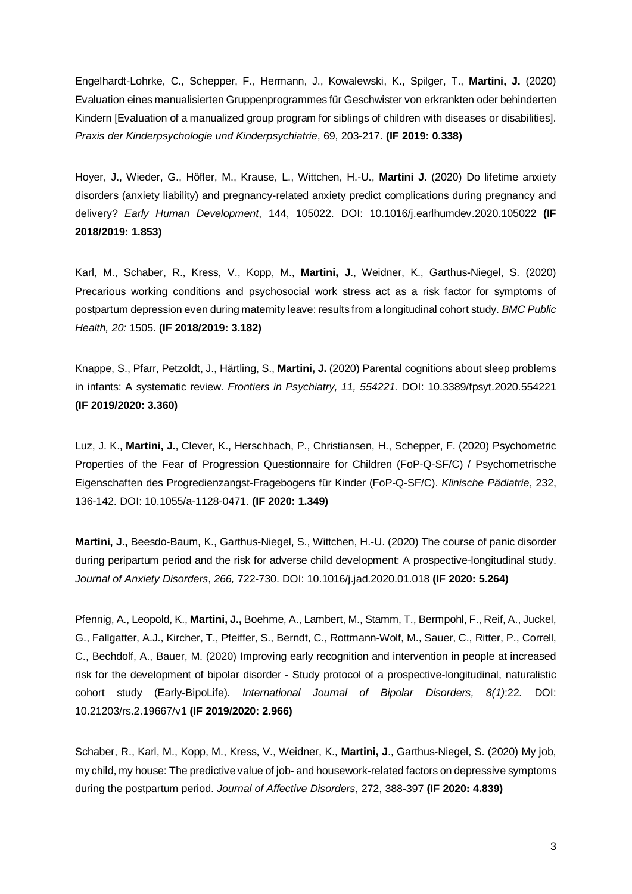Engelhardt-Lohrke, C., Schepper, F., Hermann, J., Kowalewski, K., Spilger, T., **Martini, J.** (2020) Evaluation eines manualisierten Gruppenprogrammes für Geschwister von erkrankten oder behinderten Kindern [Evaluation of a manualized group program for siblings of children with diseases or disabilities]. *Praxis der Kinderpsychologie und Kinderpsychiatrie*, 69, 203-217. **(IF 2019: 0.338)**

Hoyer, J., Wieder, G., Höfler, M., Krause, L., Wittchen, H.-U., **Martini J.** (2020) Do lifetime anxiety disorders (anxiety liability) and pregnancy-related anxiety predict complications during pregnancy and delivery? *Early Human Development*, 144, 105022. DOI: 10.1016/j.earlhumdev.2020.105022 **(IF 2018/2019: 1.853)**

Karl, M., Schaber, R., Kress, V., Kopp, M., **Martini, J**., Weidner, K., Garthus-Niegel, S. (2020) Precarious working conditions and psychosocial work stress act as a risk factor for symptoms of postpartum depression even during maternity leave: results from a longitudinal cohort study. *BMC Public Health, 20:* 1505. **(IF 2018/2019: 3.182)**

Knappe, S., Pfarr, Petzoldt, J., Härtling, S., **Martini, J.** (2020) Parental cognitions about sleep problems in infants: A systematic review. *Frontiers in Psychiatry, 11, 554221.* DOI: 10.3389/fpsyt.2020.554221 **(IF 2019/2020: 3.360)**

Luz, J. K., **Martini, J.**, Clever, K., Herschbach, P., Christiansen, H., Schepper, F. (2020) Psychometric Properties of the Fear of Progression Questionnaire for Children (FoP-Q-SF/C) / Psychometrische Eigenschaften des Progredienzangst-Fragebogens für Kinder (FoP-Q-SF/C). *Klinische Pädiatrie*, 232, 136-142. DOI: 10.1055/a-1128-0471. **(IF 2020: 1.349)**

**Martini, J.,** Beesdo-Baum, K., Garthus-Niegel, S., Wittchen, H.-U. (2020) The course of panic disorder during peripartum period and the risk for adverse child development: A prospective-longitudinal study. *Journal of Anxiety Disorders*, *266,* 722-730. DOI: 10.1016/j.jad.2020.01.018 **(IF 2020: 5.264)**

Pfennig, A., Leopold, K., **Martini, J.,** Boehme, A., Lambert, M., Stamm, T., Bermpohl, F., Reif, A., Juckel, G., Fallgatter, A.J., Kircher, T., Pfeiffer, S., Berndt, C., Rottmann-Wolf, M., Sauer, C., Ritter, P., Correll, C., Bechdolf, A., Bauer, M. (2020) Improving early recognition and intervention in people at increased risk for the development of bipolar disorder - Study protocol of a prospective-longitudinal, naturalistic cohort study (Early-BipoLife). *International Journal of Bipolar Disorders, 8(1)*:22. DOI: 10.21203/rs.2.19667/v1 **(IF 2019/2020: 2.966)**

Schaber, R., Karl, M., Kopp, M., Kress, V., Weidner, K., **Martini, J**., Garthus-Niegel, S. (2020) My job, my child, my house: The predictive value of job- and housework-related factors on depressive symptoms during the postpartum period. *Journal of Affective Disorders*, 272, 388-397 **(IF 2020: 4.839)**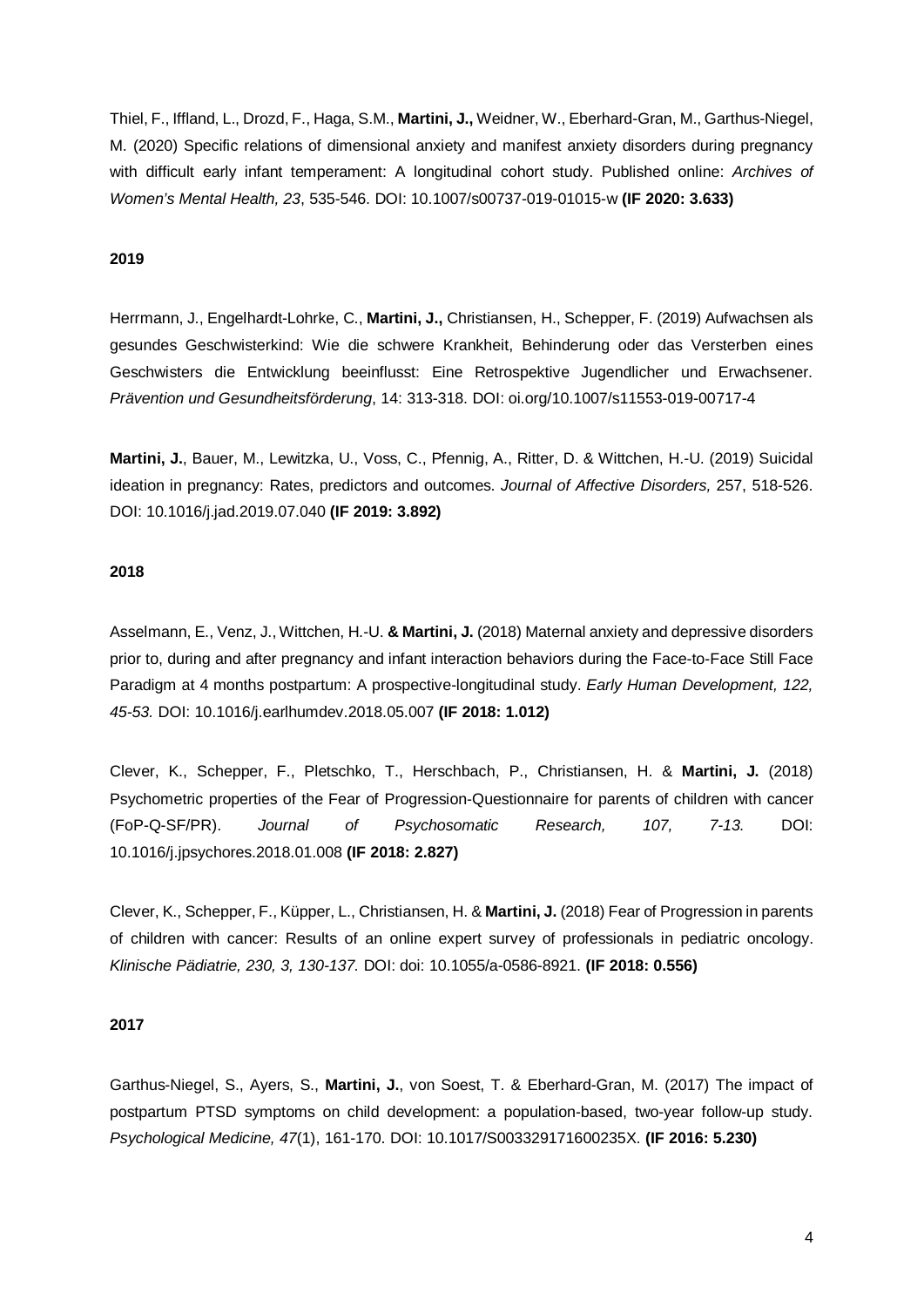Thiel, F., Iffland, L., Drozd, F., Haga, S.M., **Martini, J.,** Weidner, W., Eberhard-Gran, M., Garthus-Niegel, M. (2020) Specific relations of dimensional anxiety and manifest anxiety disorders during pregnancy with difficult early infant temperament: A longitudinal cohort study. Published online: *Archives of Women's Mental Health, 23*, 535-546. DOI: 10.1007/s00737-019-01015-w **(IF 2020: 3.633)**

**2019**

Herrmann, J., Engelhardt-Lohrke, C., **Martini, J.,** Christiansen, H., Schepper, F. (2019) Aufwachsen als gesundes Geschwisterkind: Wie die schwere Krankheit, Behinderung oder das Versterben eines Geschwisters die Entwicklung beeinflusst: Eine Retrospektive Jugendlicher und Erwachsener. *Prävention und Gesundheitsförderung*, 14: 313-318. DOI: oi.org/10.1007/s11553-019-00717-4

**Martini, J.**, Bauer, M., Lewitzka, U., Voss, C., Pfennig, A., Ritter, D. & Wittchen, H.-U. (2019) Suicidal ideation in pregnancy: Rates, predictors and outcomes. *Journal of Affective Disorders,* 257, 518-526. DOI: 10.1016/j.jad.2019.07.040 **(IF 2019: 3.892)**

**2018**

Asselmann, E., Venz, J., Wittchen, H.-U. **& Martini, J.** (2018) Maternal anxiety and depressive disorders prior to, during and after pregnancy and infant interaction behaviors during the Face-to-Face Still Face Paradigm at 4 months postpartum: A prospective-longitudinal study. *Early Human Development, 122, 45-53.* DOI: 10.1016/j.earlhumdev.2018.05.007 **(IF 2018: 1.012)**

Clever, K., Schepper, F., Pletschko, T., Herschbach, P., Christiansen, H. & **Martini, J.** (2018) Psychometric properties of the Fear of Progression-Questionnaire for parents of children with cancer (FoP-Q-SF/PR). *Journal of Psychosomatic Research, 107, 7-13.* DOI: 10.1016/j.jpsychores.2018.01.008 **(IF 2018: 2.827)**

Clever, K., Schepper, F., Küpper, L., Christiansen, H. & **Martini, J.** (2018) Fear of Progression in parents of children with cancer: Results of an online expert survey of professionals in pediatric oncology. *Klinische Pädiatrie, 230, 3, 130-137.* DOI: doi: 10.1055/a-0586-8921. **(IF 2018: 0.556)**

**2017**

Garthus-Niegel, S., Ayers, S., **Martini, J.**, von Soest, T. & Eberhard-Gran, M. (2017) The impact of postpartum PTSD symptoms on child development: a population-based, two-year follow-up study. *Psychological Medicine, 47*(1), 161-170. DOI: 10.1017/S003329171600235X. **(IF 2016: 5.230)**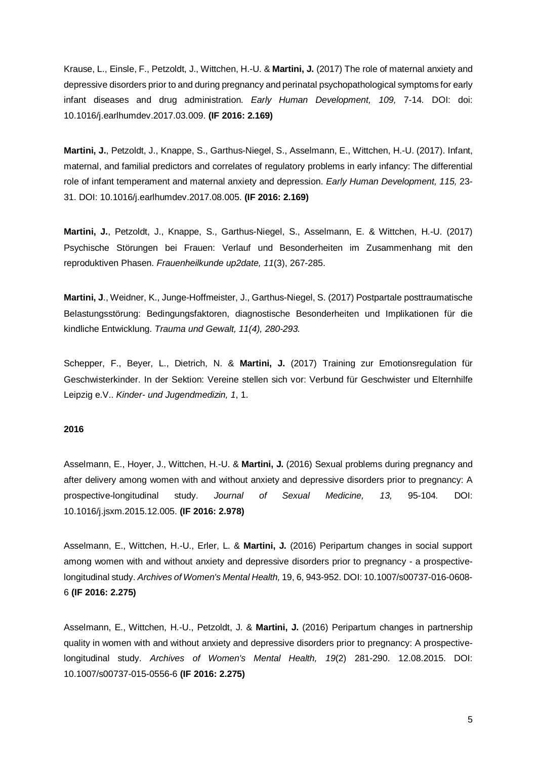Krause, L., Einsle, F., Petzoldt, J., Wittchen, H.-U. & **Martini, J.** (2017) The role of maternal anxiety and depressive disorders prior to and during pregnancy and perinatal psychopathological symptoms for early infant diseases and drug administration. *Early Human Development, 109,* 7-14. DOI: doi: 10.1016/j.earlhumdev.2017.03.009. **(IF 2016: 2.169)**

**Martini, J.**, Petzoldt, J., Knappe, S., Garthus-Niegel, S., Asselmann, E., Wittchen, H.-U. (2017). Infant, maternal, and familial predictors and correlates of regulatory problems in early infancy: The differential role of infant temperament and maternal anxiety and depression. *Early Human Development, 115,* 23-31. DOI: 10.1016/j.earlhumdev.2017.08.005. **(IF 2016: 2.169)**

**Martini, J.**, Petzoldt, J., Knappe, S., Garthus-Niegel, S., Asselmann, E. & Wittchen, H.-U. (2017) Psychische Störungen bei Frauen: Verlauf und Besonderheiten im Zusammenhang mit den reproduktiven Phasen. *Frauenheilkunde up2date, 11*(3), 267-285.

**Martini, J**., Weidner, K., Junge-Hoffmeister, J., Garthus-Niegel, S. (2017) Postpartale posttraumatische Belastungsstörung: Bedingungsfaktoren, diagnostische Besonderheiten und Implikationen für die kindliche Entwicklung. *Trauma und Gewalt, 11(4), 280-293.*

Schepper, F., Beyer, L., Dietrich, N. & **Martini, J.** (2017) Training zur Emotionsregulation für Geschwisterkinder. In der Sektion: Vereine stellen sich vor: Verbund für Geschwister und Elternhilfe Leipzig e.V.. *Kinder- und Jugendmedizin, 1*, 1.

**2016**

Asselmann, E., Hoyer, J., Wittchen, H.-U. & **Martini, J.** (2016) Sexual problems during pregnancy and after delivery among women with and without anxiety and depressive disorders prior to pregnancy: A prospective-longitudinal study. *Journal of Sexual Medicine, 13,* 95-104. DOI: 10.1016/j.jsxm.2015.12.005. **(IF 2016: 2.978)**

Asselmann, E., Wittchen, H.-U., Erler, L. & **Martini, J.** (2016) Peripartum changes in social support among women with and without anxiety and depressive disorders prior to pregnancy - a prospective-longitudinal study. *Archives of Women's Mental Health,* 19, 6, 943-952. DOI: 10.1007/s00737-016-0608-6 **(IF 2016: 2.275)**

Asselmann, E., Wittchen, H.-U., Petzoldt, J. & **Martini, J.** (2016) Peripartum changes in partnership quality in women with and without anxiety and depressive disorders prior to pregnancy: A prospective-longitudinal study. *Archives of Women's Mental Health, 19*(2) 281-290. 12.08.2015. DOI: 10.1007/s00737-015-0556-6 **(IF 2016: 2.275)**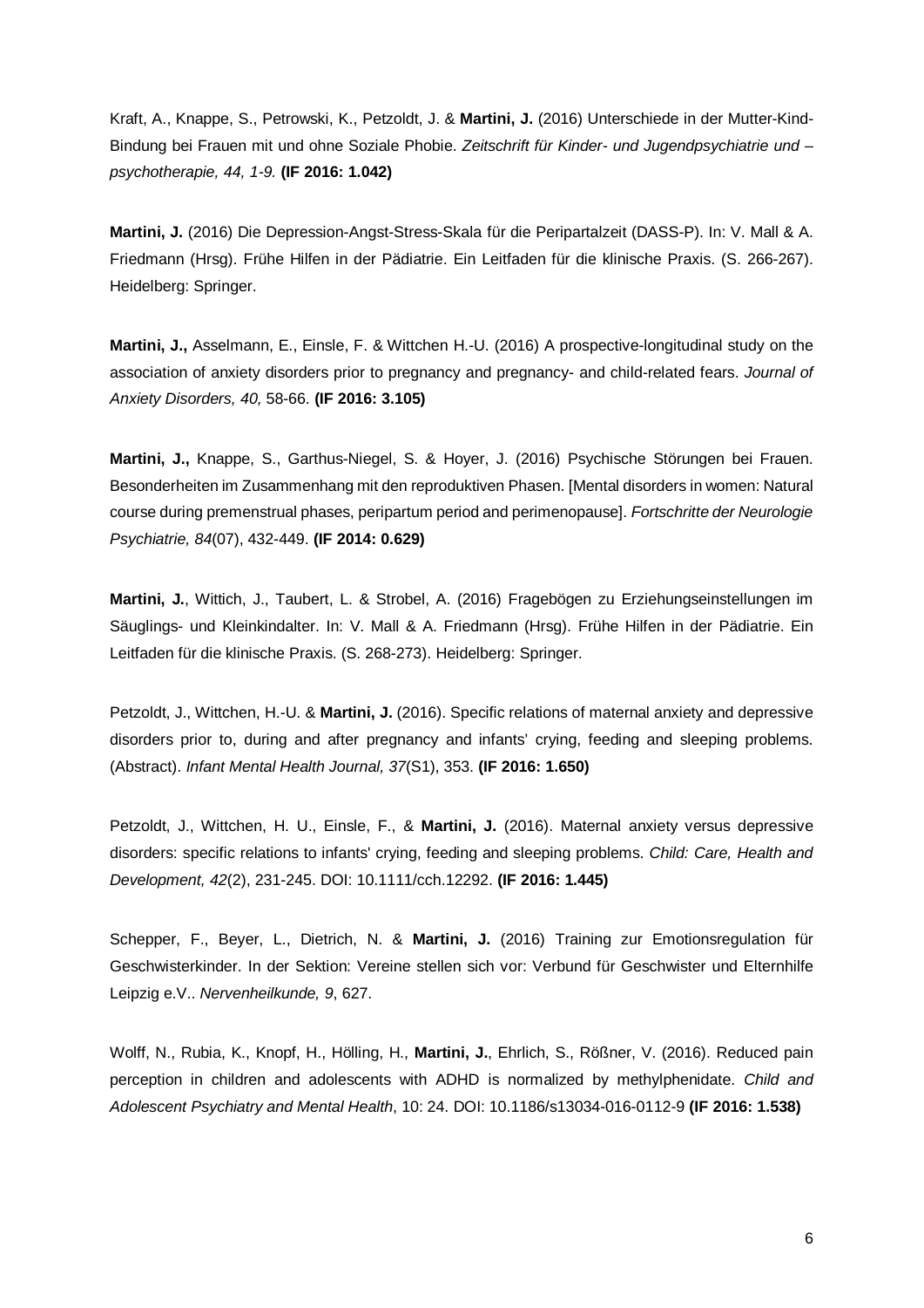Kraft, A., Knappe, S., Petrowski, K., Petzoldt, J. & **Martini, J.** (2016) Unterschiede in der Mutter-Kind-Bindung bei Frauen mit und ohne Soziale Phobie. *Zeitschrift für Kinder- und Jugendpsychiatrie und –psychotherapie, 44, 1-9.* **(IF 2016: 1.042)**

**Martini, J.** (2016) Die Depression-Angst-Stress-Skala für die Peripartalzeit (DASS-P). In: V. Mall & A. Friedmann (Hrsg). Frühe Hilfen in der Pädiatrie. Ein Leitfaden für die klinische Praxis. (S. 266-267). Heidelberg: Springer.

**Martini, J.,** Asselmann, E., Einsle, F. & Wittchen H.-U. (2016) A prospective-longitudinal study on the association of anxiety disorders prior to pregnancy and pregnancy- and child-related fears. *Journal of Anxiety Disorders, 40,* 58-66. **(IF 2016: 3.105)**

**Martini, J.,** Knappe, S., Garthus-Niegel, S. & Hoyer, J. (2016) Psychische Störungen bei Frauen. Besonderheiten im Zusammenhang mit den reproduktiven Phasen. [Mental disorders in women: Natural course during premenstrual phases, peripartum period and perimenopause]. *Fortschritte der Neurologie Psychiatrie, 84*(07), 432-449. **(IF 2014: 0.629)**

**Martini, J.**, Wittich, J., Taubert, L. & Strobel, A. (2016) Fragebögen zu Erziehungseinstellungen im Säuglings- und Kleinkindalter. In: V. Mall & A. Friedmann (Hrsg). Frühe Hilfen in der Pädiatrie. Ein Leitfaden für die klinische Praxis. (S. 268-273). Heidelberg: Springer.

Petzoldt, J., Wittchen, H.-U. & **Martini, J.** (2016). Specific relations of maternal anxiety and depressive disorders prior to, during and after pregnancy and infants' crying, feeding and sleeping problems. (Abstract). *Infant Mental Health Journal, 37*(S1), 353. **(IF 2016: 1.650)**

Petzoldt, J., Wittchen, H. U., Einsle, F., & **Martini, J.** (2016). Maternal anxiety versus depressive disorders: specific relations to infants' crying, feeding and sleeping problems. *Child: Care, Health and Development, 42*(2), 231-245. DOI: 10.1111/cch.12292. **(IF 2016: 1.445)**

Schepper, F., Beyer, L., Dietrich, N. & **Martini, J.** (2016) Training zur Emotionsregulation für Geschwisterkinder. In der Sektion: Vereine stellen sich vor: Verbund für Geschwister und Elternhilfe Leipzig e.V.. *Nervenheilkunde, 9*, 627.

Wolff, N., Rubia, K., Knopf, H., Hölling, H., **Martini, J.**, Ehrlich, S., Rößner, V. (2016). Reduced pain perception in children and adolescents with ADHD is normalized by methylphenidate. *Child and Adolescent Psychiatry and Mental Health*, 10: 24. DOI: 10.1186/s13034-016-0112-9 **(IF 2016: 1.538)**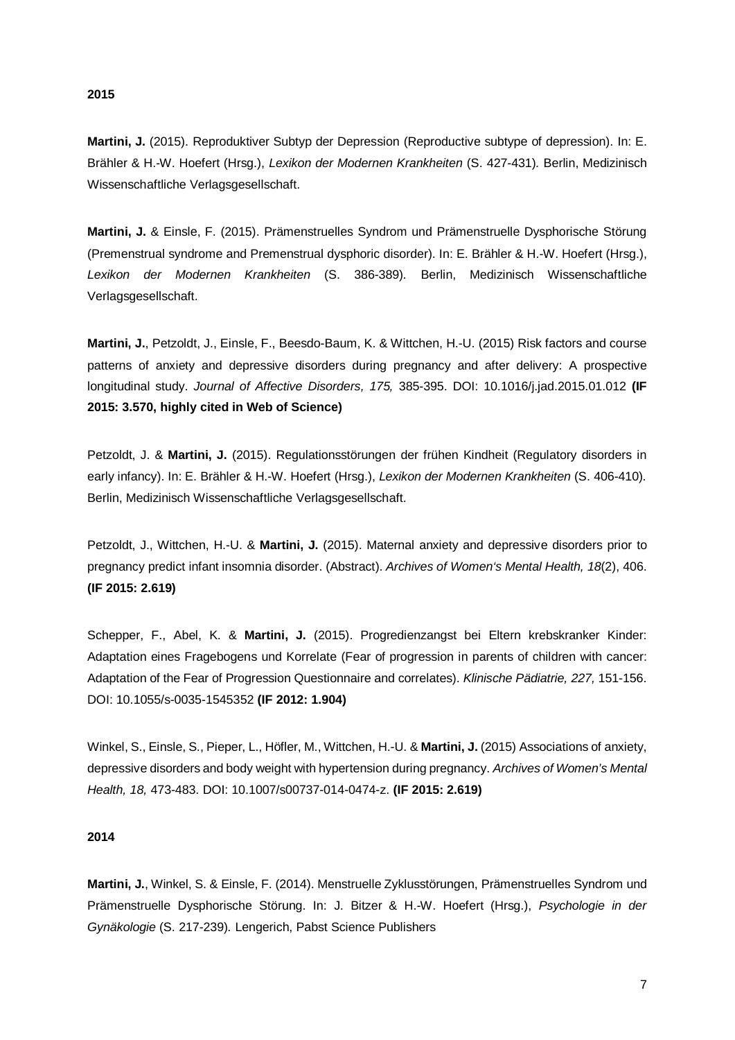**2015**

**Martini, J.** (2015). Reproduktiver Subtyp der Depression (Reproductive subtype of depression). In: E. Brähler & H.-W. Hoefert (Hrsg.), *Lexikon der Modernen Krankheiten* (S. 427-431). Berlin, Medizinisch Wissenschaftliche Verlagsgesellschaft.

**Martini, J.** & Einsle, F. (2015). Prämenstruelles Syndrom und Prämenstruelle Dysphorische Störung (Premenstrual syndrome and Premenstrual dysphoric disorder). In: E. Brähler & H.-W. Hoefert (Hrsg.), *Lexikon der Modernen Krankheiten* (S. 386-389). Berlin, Medizinisch Wissenschaftliche Verlagsgesellschaft.

**Martini, J.**, Petzoldt, J., Einsle, F., Beesdo-Baum, K. & Wittchen, H.-U. (2015) Risk factors and course patterns of anxiety and depressive disorders during pregnancy and after delivery: A prospective longitudinal study. *Journal of Affective Disorders, 175,* 385-395. DOI: 10.1016/j.jad.2015.01.012 **(IF 2015: 3.570, highly cited in Web of Science)**

Petzoldt, J. & **Martini, J.** (2015). Regulationsstörungen der frühen Kindheit (Regulatory disorders in early infancy). In: E. Brähler & H.-W. Hoefert (Hrsg.), *Lexikon der Modernen Krankheiten* (S. 406-410). Berlin, Medizinisch Wissenschaftliche Verlagsgesellschaft.

Petzoldt, J., Wittchen, H.-U. & **Martini, J.** (2015). Maternal anxiety and depressive disorders prior to pregnancy predict infant insomnia disorder. (Abstract). *Archives of Women's Mental Health, 18*(2), 406. **(IF 2015: 2.619)**

Schepper, F., Abel, K. & **Martini, J.** (2015). Progredienzangst bei Eltern krebskranker Kinder: Adaptation eines Fragebogens und Korrelate (Fear of progression in parents of children with cancer: Adaptation of the Fear of Progression Questionnaire and correlates). *Klinische Pädiatrie, 227,* 151-156. DOI: 10.1055/s-0035-1545352 **(IF 2012: 1.904)**

Winkel, S., Einsle, S., Pieper, L., Höfler, M., Wittchen, H.-U. & **Martini, J.** (2015) Associations of anxiety, depressive disorders and body weight with hypertension during pregnancy. *Archives of Women's Mental Health, 18,* 473-483. DOI: 10.1007/s00737-014-0474-z. **(IF 2015: 2.619)**

**2014**

**Martini, J.**, Winkel, S. & Einsle, F. (2014). Menstruelle Zyklusstörungen, Prämenstruelles Syndrom und Prämenstruelle Dysphorische Störung. In: J. Bitzer & H.-W. Hoefert (Hrsg.), *Psychologie in der Gynäkologie* (S. 217-239). Lengerich, Pabst Science Publishers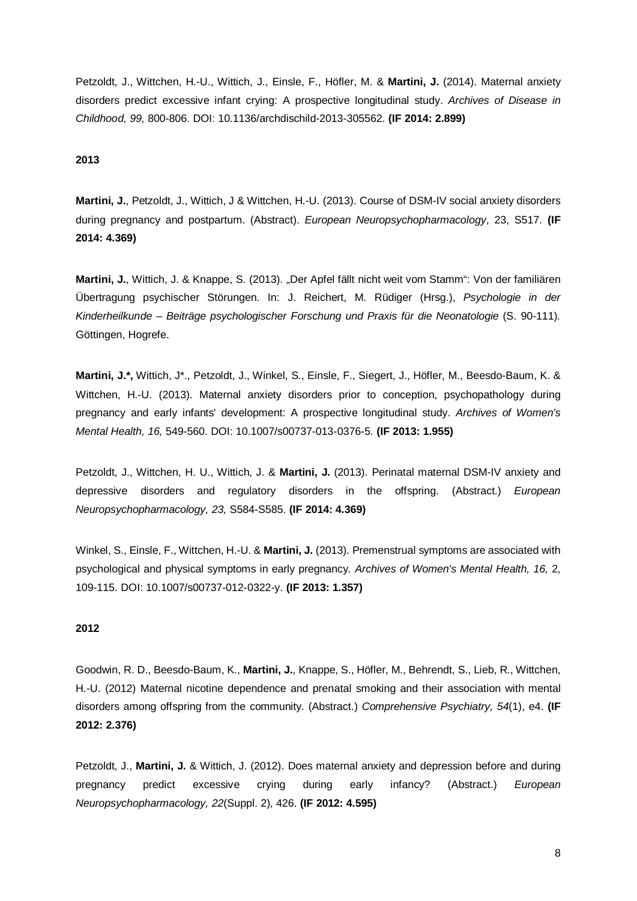Petzoldt, J., Wittchen, H.-U., Wittich, J., Einsle, F., Höfler, M. & **Martini, J.** (2014). Maternal anxiety disorders predict excessive infant crying: A prospective longitudinal study. *Archives of Disease in Childhood, 99,* 800-806. DOI: 10.1136/archdischild-2013-305562. **(IF 2014: 2.899)**

**2013**

**Martini, J.**, Petzoldt, J., Wittich, J & Wittchen, H.-U. (2013). Course of DSM-IV social anxiety disorders during pregnancy and postpartum. (Abstract). *European Neuropsychopharmacology*, 23, S517. **(IF 2014: 4.369)**

**Martini, J.**, Wittich, J. & Knappe, S. (2013). „Der Apfel fällt nicht weit vom Stamm": Von der familiären Übertragung psychischer Störungen. In: J. Reichert, M. Rüdiger (Hrsg.), *Psychologie in der Kinderheilkunde – Beiträge psychologischer Forschung und Praxis für die Neonatologie* (S. 90-111). Göttingen, Hogrefe.

**Martini, J.\*,** Wittich, J\*., Petzoldt, J., Winkel, S., Einsle, F., Siegert, J., Höfler, M., Beesdo-Baum, K. & Wittchen, H.-U. (2013). Maternal anxiety disorders prior to conception, psychopathology during pregnancy and early infants' development: A prospective longitudinal study. *Archives of Women's Mental Health, 16,* 549-560. DOI: 10.1007/s00737-013-0376-5. **(IF 2013: 1.955)**

Petzoldt, J., Wittchen, H. U., Wittich, J. & **Martini, J.** (2013). Perinatal maternal DSM-IV anxiety and depressive disorders and regulatory disorders in the offspring. (Abstract.) *European Neuropsychopharmacology, 23,* S584-S585. **(IF 2014: 4.369)**

Winkel, S., Einsle, F., Wittchen, H.-U. & **Martini, J.** (2013). Premenstrual symptoms are associated with psychological and physical symptoms in early pregnancy. *Archives of Women's Mental Health, 16,* 2, 109-115. DOI: 10.1007/s00737-012-0322-y. **(IF 2013: 1.357)**

**2012**

Goodwin, R. D., Beesdo-Baum, K., **Martini, J.**, Knappe, S., Höfler, M., Behrendt, S., Lieb, R., Wittchen, H.-U. (2012) Maternal nicotine dependence and prenatal smoking and their association with mental disorders among offspring from the community. (Abstract.) *Comprehensive Psychiatry, 54*(1), e4. **(IF 2012: 2.376)**

Petzoldt, J., **Martini, J.** & Wittich, J. (2012). Does maternal anxiety and depression before and during pregnancy predict excessive crying during early infancy? (Abstract.) *European Neuropsychopharmacology, 22*(Suppl. 2), 426. **(IF 2012: 4.595)**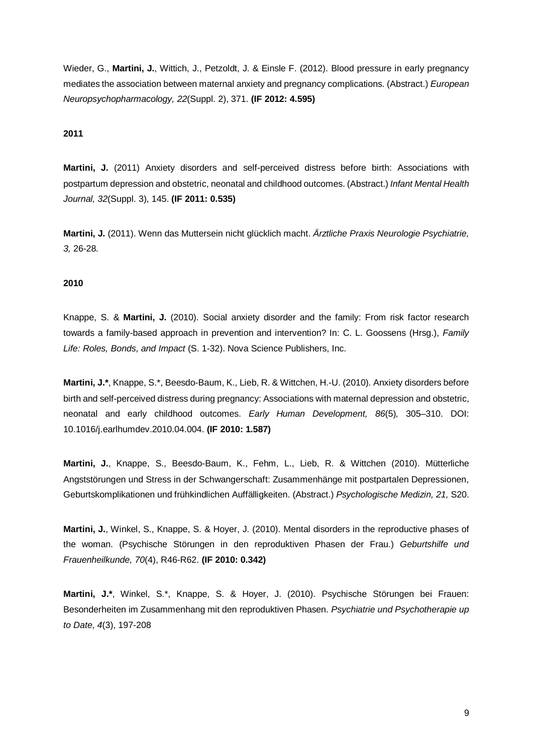Wieder, G., **Martini, J.**, Wittich, J., Petzoldt, J. & Einsle F. (2012). Blood pressure in early pregnancy mediates the association between maternal anxiety and pregnancy complications. (Abstract.) *European Neuropsychopharmacology, 22*(Suppl. 2), 371. **(IF 2012: 4.595)**

**2011**

**Martini, J.** (2011) Anxiety disorders and self-perceived distress before birth: Associations with postpartum depression and obstetric, neonatal and childhood outcomes. (Abstract.) *Infant Mental Health Journal, 32*(Suppl. 3), 145. **(IF 2011: 0.535)**

**Martini, J.** (2011). Wenn das Muttersein nicht glücklich macht. *Ärztliche Praxis Neurologie Psychiatrie, 3,* 26-28.

**2010**

Knappe, S. & **Martini, J.** (2010). Social anxiety disorder and the family: From risk factor research towards a family-based approach in prevention and intervention? In: C. L. Goossens (Hrsg.), *Family Life: Roles, Bonds, and Impact* (S. 1-32). Nova Science Publishers, Inc.

**Martini, J.***, Knappe, S.*, Beesdo-Baum, K., Lieb, R. & Wittchen, H.-U. (2010). Anxiety disorders before birth and self-perceived distress during pregnancy: Associations with maternal depression and obstetric, neonatal and early childhood outcomes. *Early Human Development, 86*(5)*,* 305–310. DOI: 10.1016/j.earlhumdev.2010.04.004. **(IF 2010: 1.587)**

**Martini, J.**, Knappe, S., Beesdo-Baum, K., Fehm, L., Lieb, R. & Wittchen (2010). Mütterliche Angststörungen und Stress in der Schwangerschaft: Zusammenhänge mit postpartalen Depressionen, Geburtskomplikationen und frühkindlichen Auffälligkeiten. (Abstract.) *Psychologische Medizin, 21,* S20.

**Martini, J.**, Winkel, S., Knappe, S. & Hoyer, J. (2010). Mental disorders in the reproductive phases of the woman. (Psychische Störungen in den reproduktiven Phasen der Frau.) *Geburtshilfe und Frauenheilkunde, 70*(4), R46-R62. **(IF 2010: 0.342)**

**Martini, J.***, Winkel, S.*, Knappe, S. & Hoyer, J. (2010). Psychische Störungen bei Frauen: Besonderheiten im Zusammenhang mit den reproduktiven Phasen. *Psychiatrie und Psychotherapie up to Date, 4*(3), 197-208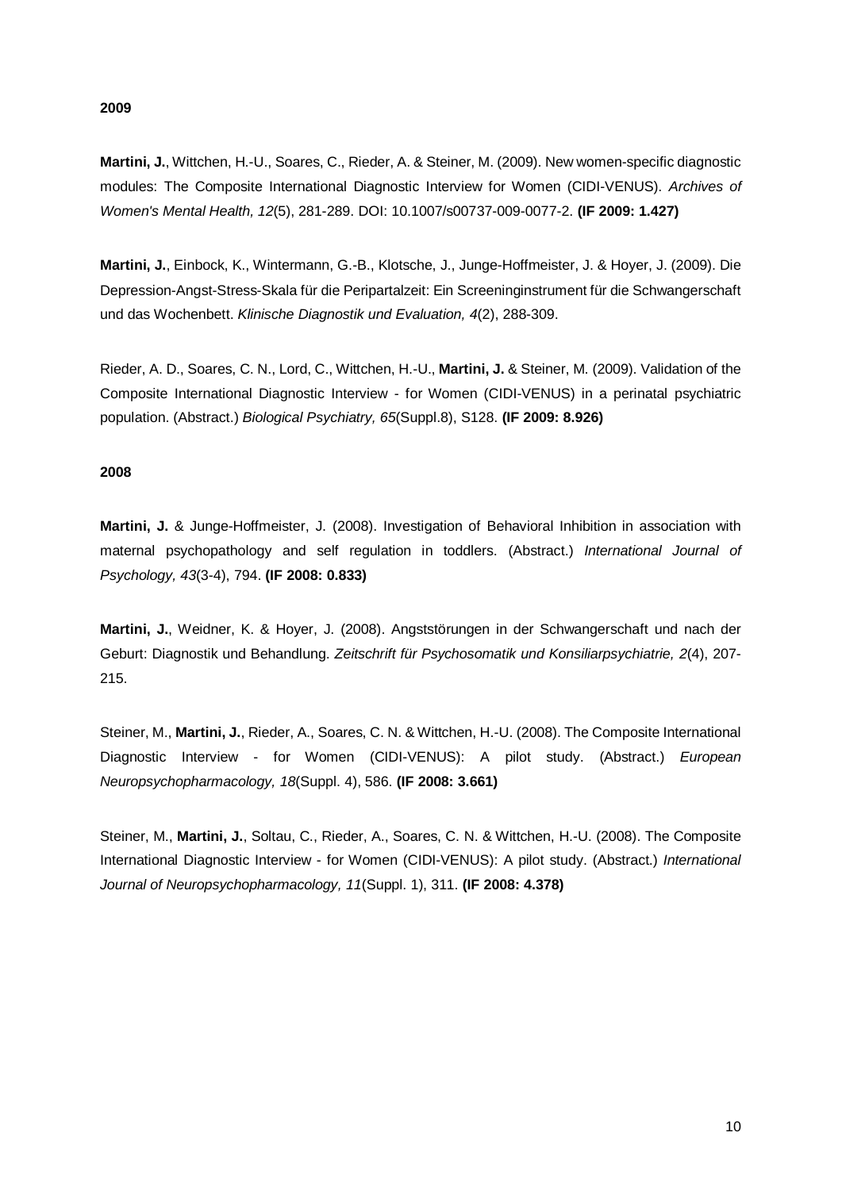**2009**

**Martini, J.**, Wittchen, H.-U., Soares, C., Rieder, A. & Steiner, M. (2009). New women-specific diagnostic modules: The Composite International Diagnostic Interview for Women (CIDI-VENUS). *Archives of Women's Mental Health, 12*(5), 281-289. DOI: 10.1007/s00737-009-0077-2. **(IF 2009: 1.427)**

**Martini, J.**, Einbock, K., Wintermann, G.-B., Klotsche, J., Junge-Hoffmeister, J. & Hoyer, J. (2009). Die Depression-Angst-Stress-Skala für die Peripartalzeit: Ein Screeninginstrument für die Schwangerschaft und das Wochenbett. *Klinische Diagnostik und Evaluation, 4*(2), 288-309.

Rieder, A. D., Soares, C. N., Lord, C., Wittchen, H.-U., **Martini, J.** & Steiner, M. (2009). Validation of the Composite International Diagnostic Interview - for Women (CIDI-VENUS) in a perinatal psychiatric population. (Abstract.) *Biological Psychiatry, 65*(Suppl.8), S128. **(IF 2009: 8.926)**

**2008**

**Martini, J.** & Junge-Hoffmeister, J. (2008). Investigation of Behavioral Inhibition in association with maternal psychopathology and self regulation in toddlers. (Abstract.) *International Journal of Psychology, 43*(3-4), 794. **(IF 2008: 0.833)**

**Martini, J.**, Weidner, K. & Hoyer, J. (2008). Angststörungen in der Schwangerschaft und nach der Geburt: Diagnostik und Behandlung. *Zeitschrift für Psychosomatik und Konsiliarpsychiatrie, 2*(4), 207-215.

Steiner, M., **Martini, J.**, Rieder, A., Soares, C. N. & Wittchen, H.-U. (2008). The Composite International Diagnostic Interview - for Women (CIDI-VENUS): A pilot study. (Abstract.) *European Neuropsychopharmacology, 18*(Suppl. 4), 586. **(IF 2008: 3.661)**

Steiner, M., **Martini, J.**, Soltau, C., Rieder, A., Soares, C. N. & Wittchen, H.-U. (2008). The Composite International Diagnostic Interview - for Women (CIDI-VENUS): A pilot study. (Abstract.) *International Journal of Neuropsychopharmacology, 11*(Suppl. 1), 311. **(IF 2008: 4.378)**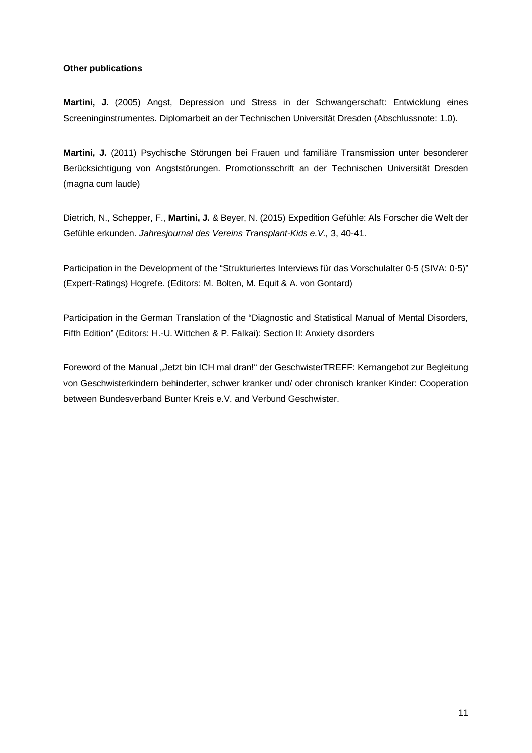**Other publications**

**Martini, J.** (2005) Angst, Depression und Stress in der Schwangerschaft: Entwicklung eines Screeninginstrumentes. Diplomarbeit an der Technischen Universität Dresden (Abschlussnote: 1.0).

**Martini, J.** (2011) Psychische Störungen bei Frauen und familiäre Transmission unter besonderer Berücksichtigung von Angststörungen. Promotionsschrift an der Technischen Universität Dresden (magna cum laude)

Dietrich, N., Schepper, F., **Martini, J.** & Beyer, N. (2015) Expedition Gefühle: Als Forscher die Welt der Gefühle erkunden. *Jahresjournal des Vereins Transplant-Kids e.V.,* 3, 40-41.

Participation in the Development of the "Strukturiertes Interviews für das Vorschulalter 0-5 (SIVA: 0-5)" (Expert-Ratings) Hogrefe. (Editors: M. Bolten, M. Equit & A. von Gontard)

Participation in the German Translation of the "Diagnostic and Statistical Manual of Mental Disorders, Fifth Edition" (Editors: H.-U. Wittchen & P. Falkai): Section II: Anxiety disorders

Foreword of the Manual „Jetzt bin ICH mal dran!" der GeschwisterTREFF: Kernangebot zur Begleitung von Geschwisterkindern behinderter, schwer kranker und/ oder chronisch kranker Kinder: Cooperation between Bundesverband Bunter Kreis e.V. and Verbund Geschwister.